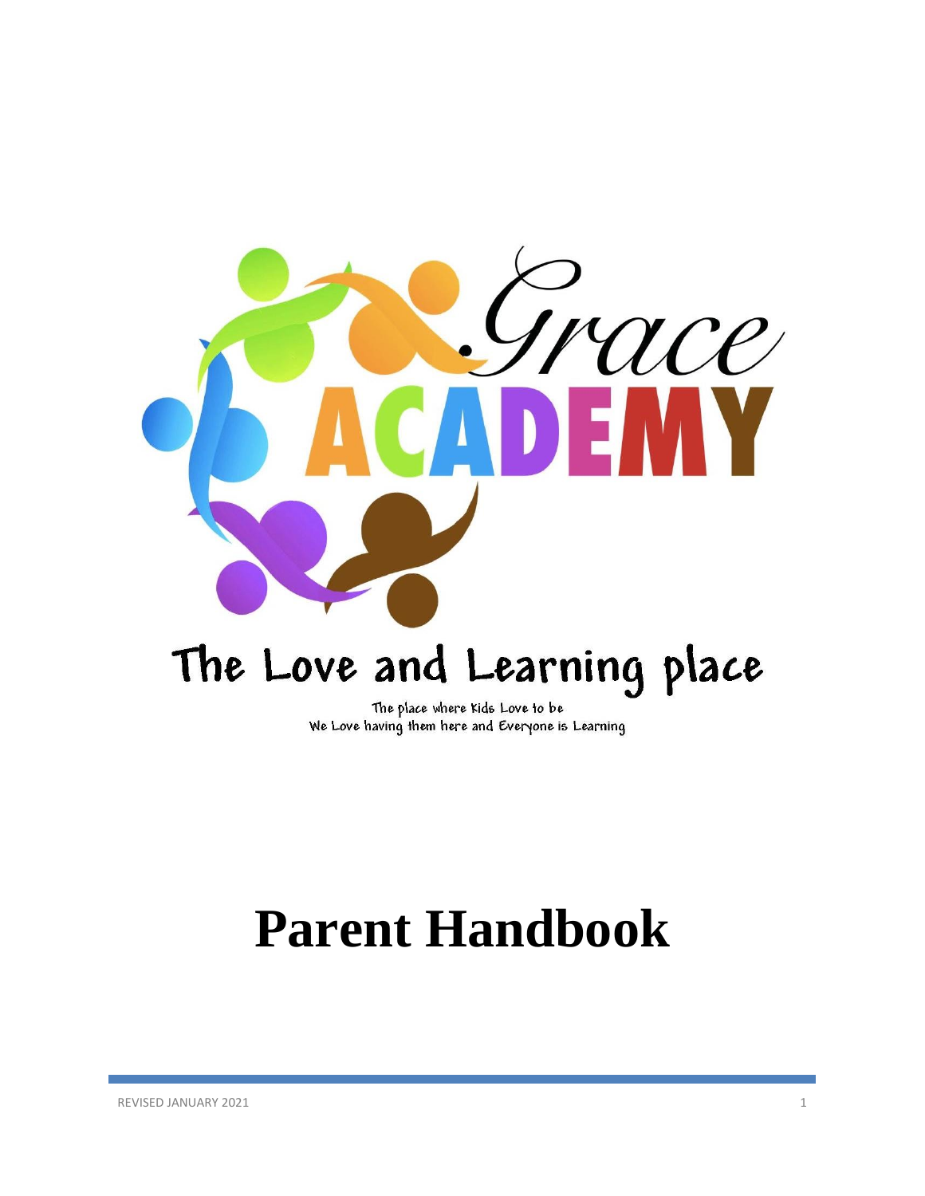Grace ACADEMY

The Love and Learning place

The place where Kids Love to be
We Love having them here and Everyone is Learning

# Parent Handbook

REVISED JANUARY 2021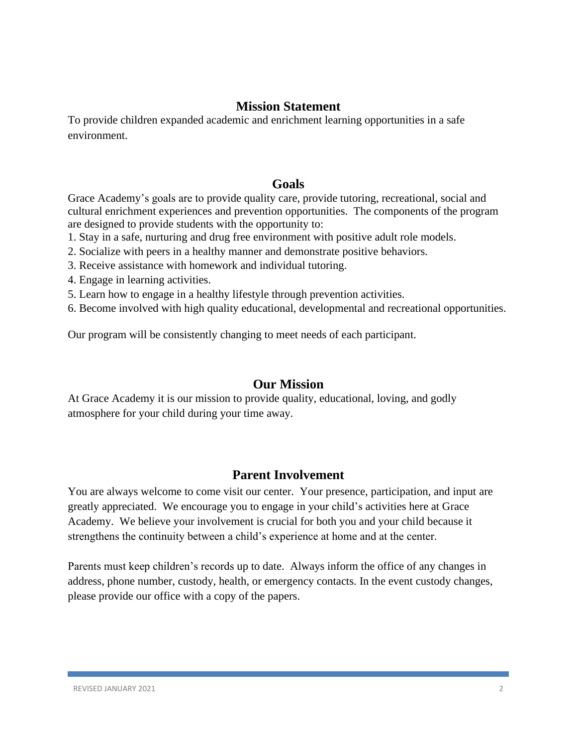## Mission Statement

To provide children expanded academic and enrichment learning opportunities in a safe environment.

## Goals

Grace Academy's goals are to provide quality care, provide tutoring, recreational, social and cultural enrichment experiences and prevention opportunities. The components of the program are designed to provide students with the opportunity to:

1. Stay in a safe, nurturing and drug free environment with positive adult role models.
2. Socialize with peers in a healthy manner and demonstrate positive behaviors.
3. Receive assistance with homework and individual tutoring.
4. Engage in learning activities.
5. Learn how to engage in a healthy lifestyle through prevention activities.
6. Become involved with high quality educational, developmental and recreational opportunities.

Our program will be consistently changing to meet needs of each participant.

## Our Mission

At Grace Academy it is our mission to provide quality, educational, loving, and godly atmosphere for your child during your time away.

## Parent Involvement

You are always welcome to come visit our center. Your presence, participation, and input are greatly appreciated. We encourage you to engage in your child's activities here at Grace Academy. We believe your involvement is crucial for both you and your child because it strengthens the continuity between a child's experience at home and at the center.

Parents must keep children's records up to date. Always inform the office of any changes in address, phone number, custody, health, or emergency contacts. In the event custody changes, please provide our office with a copy of the papers.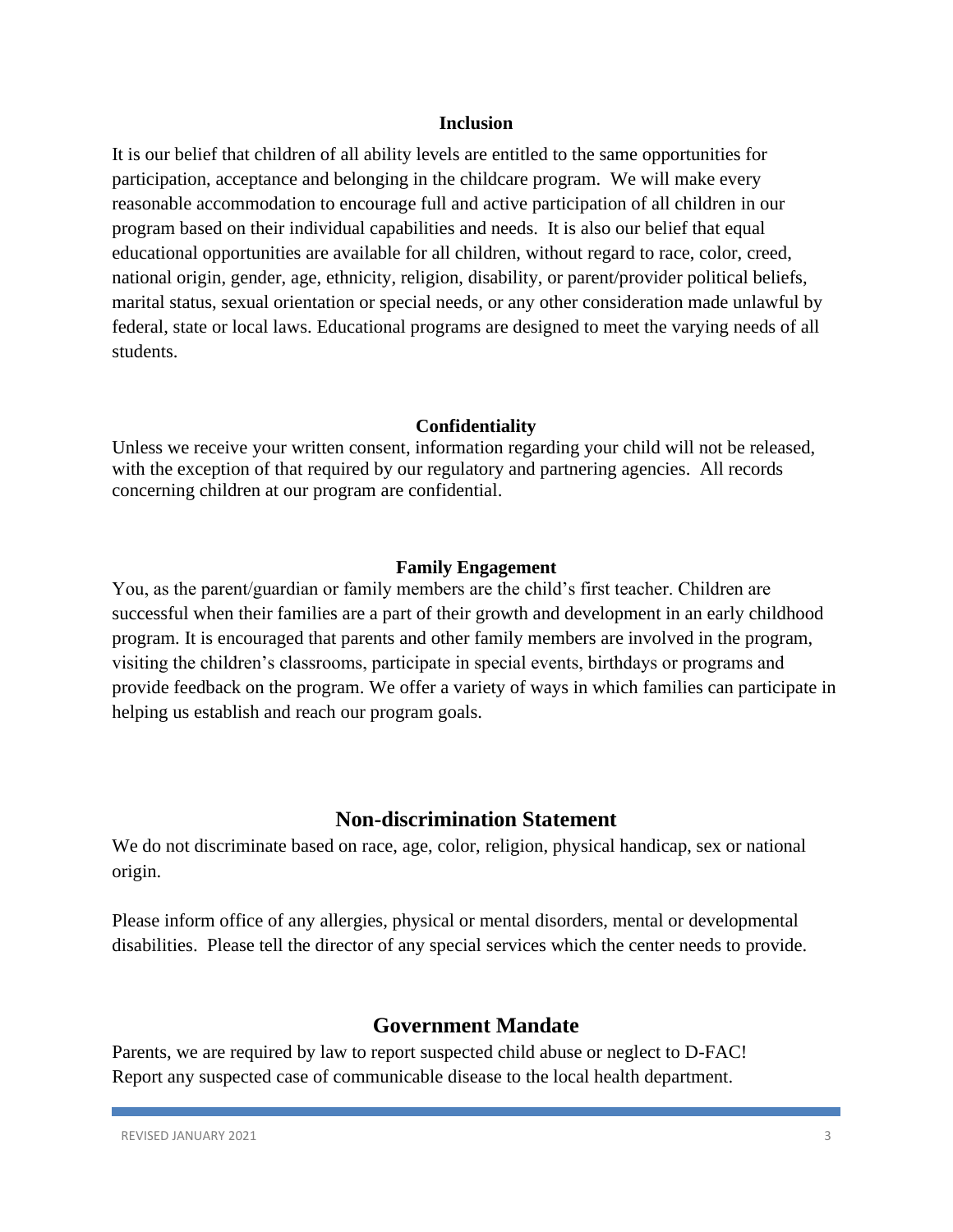### Inclusion

It is our belief that children of all ability levels are entitled to the same opportunities for participation, acceptance and belonging in the childcare program. We will make every reasonable accommodation to encourage full and active participation of all children in our program based on their individual capabilities and needs. It is also our belief that equal educational opportunities are available for all children, without regard to race, color, creed, national origin, gender, age, ethnicity, religion, disability, or parent/provider political beliefs, marital status, sexual orientation or special needs, or any other consideration made unlawful by federal, state or local laws. Educational programs are designed to meet the varying needs of all students.

### Confidentiality

Unless we receive your written consent, information regarding your child will not be released, with the exception of that required by our regulatory and partnering agencies. All records concerning children at our program are confidential.

### Family Engagement

You, as the parent/guardian or family members are the child's first teacher. Children are successful when their families are a part of their growth and development in an early childhood program. It is encouraged that parents and other family members are involved in the program, visiting the children's classrooms, participate in special events, birthdays or programs and provide feedback on the program. We offer a variety of ways in which families can participate in helping us establish and reach our program goals.

## Non-discrimination Statement

We do not discriminate based on race, age, color, religion, physical handicap, sex or national origin.

Please inform office of any allergies, physical or mental disorders, mental or developmental disabilities. Please tell the director of any special services which the center needs to provide.

## Government Mandate

Parents, we are required by law to report suspected child abuse or neglect to D-FAC! Report any suspected case of communicable disease to the local health department.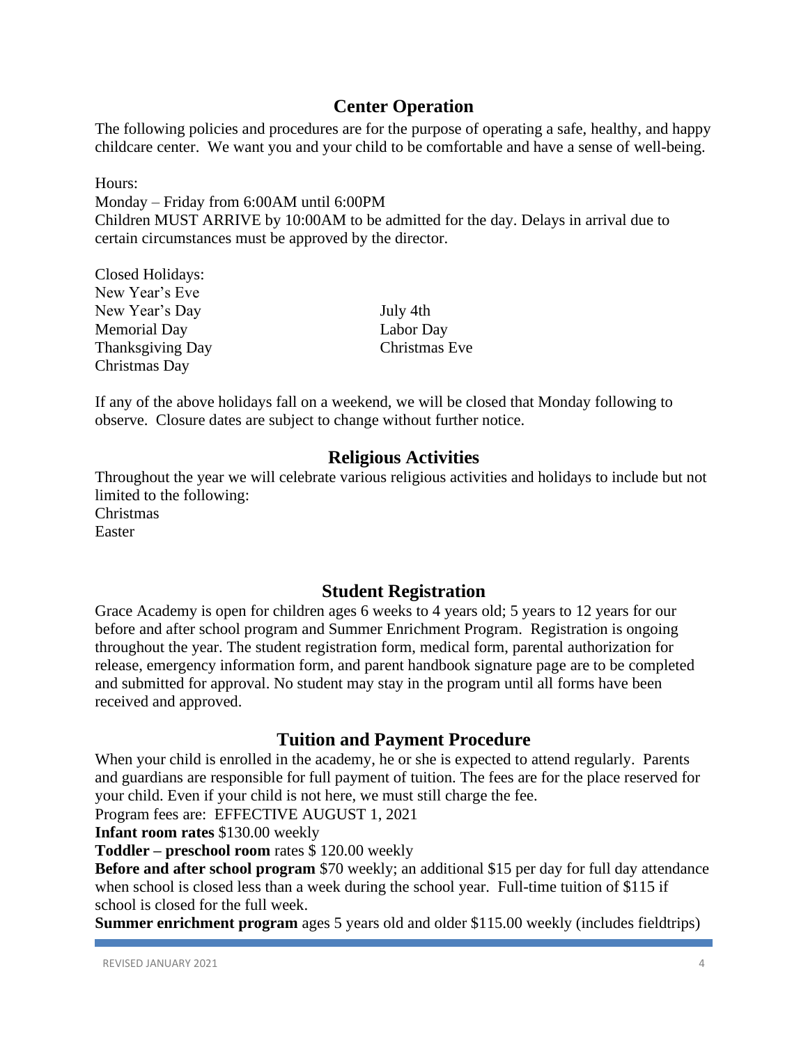## Center Operation

The following policies and procedures are for the purpose of operating a safe, healthy, and happy childcare center. We want you and your child to be comfortable and have a sense of well-being.

Hours:
Monday – Friday from 6:00AM until 6:00PM
Children MUST ARRIVE by 10:00AM to be admitted for the day. Delays in arrival due to certain circumstances must be approved by the director.

Closed Holidays:
New Year's Eve
New Year's Day
Memorial Day
Thanksgiving Day
Christmas Day
July 4th
Labor Day
Christmas Eve

If any of the above holidays fall on a weekend, we will be closed that Monday following to observe. Closure dates are subject to change without further notice.

## Religious Activities

Throughout the year we will celebrate various religious activities and holidays to include but not limited to the following:
Christmas
Easter

## Student Registration

Grace Academy is open for children ages 6 weeks to 4 years old; 5 years to 12 years for our before and after school program and Summer Enrichment Program. Registration is ongoing throughout the year. The student registration form, medical form, parental authorization for release, emergency information form, and parent handbook signature page are to be completed and submitted for approval. No student may stay in the program until all forms have been received and approved.

## Tuition and Payment Procedure

When your child is enrolled in the academy, he or she is expected to attend regularly. Parents and guardians are responsible for full payment of tuition. The fees are for the place reserved for your child. Even if your child is not here, we must still charge the fee.

Program fees are: EFFECTIVE AUGUST 1, 2021

**Infant room rates** $130.00 weekly

**Toddler – preschool room** rates $ 120.00 weekly

**Before and after school program** $70 weekly; an additional $15 per day for full day attendance when school is closed less than a week during the school year. Full-time tuition of $115 if school is closed for the full week.

**Summer enrichment program** ages 5 years old and older $115.00 weekly (includes fieldtrips)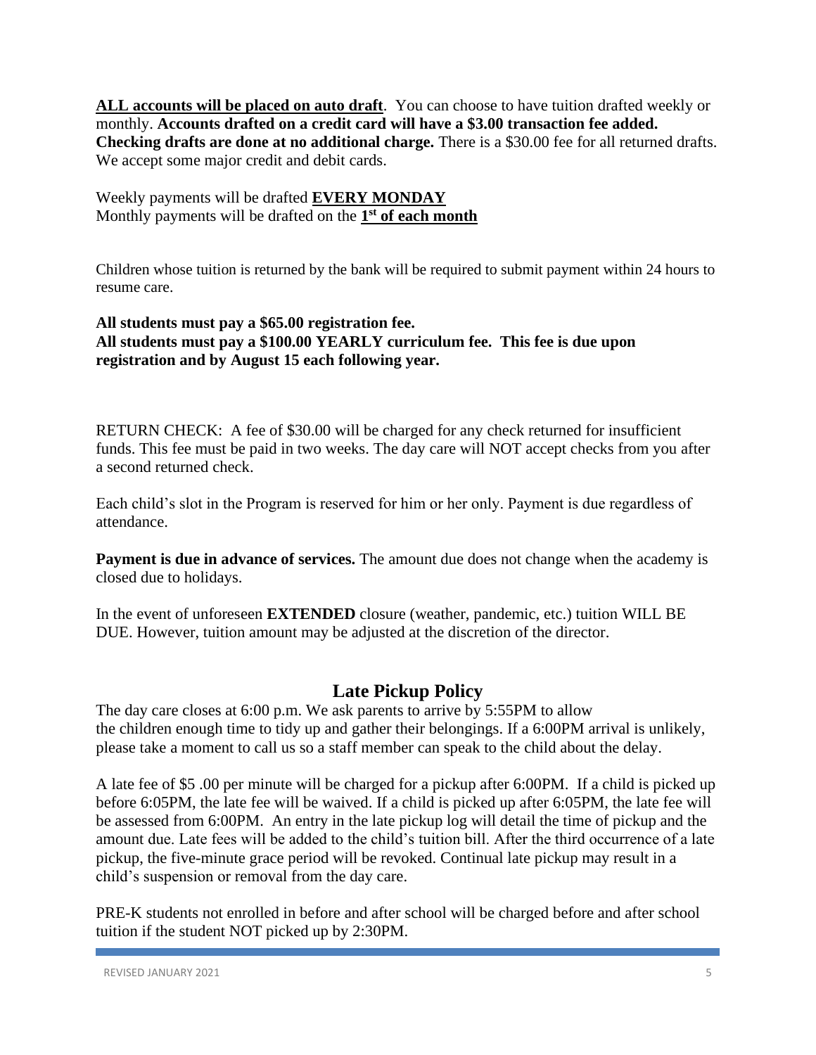**ALL accounts will be placed on auto draft**. You can choose to have tuition drafted weekly or monthly. **Accounts drafted on a credit card will have a $3.00 transaction fee added. Checking drafts are done at no additional charge.** There is a $30.00 fee for all returned drafts. We accept some major credit and debit cards.

Weekly payments will be drafted **EVERY MONDAY**
Monthly payments will be drafted on the **1st of each month**

Children whose tuition is returned by the bank will be required to submit payment within 24 hours to resume care.

**All students must pay a $65.00 registration fee.**
**All students must pay a $100.00 YEARLY curriculum fee. This fee is due upon registration and by August 15 each following year.**

RETURN CHECK: A fee of $30.00 will be charged for any check returned for insufficient funds. This fee must be paid in two weeks. The day care will NOT accept checks from you after a second returned check.

Each child's slot in the Program is reserved for him or her only. Payment is due regardless of attendance.

**Payment is due in advance of services.** The amount due does not change when the academy is closed due to holidays.

In the event of unforeseen **EXTENDED** closure (weather, pandemic, etc.) tuition WILL BE DUE. However, tuition amount may be adjusted at the discretion of the director.

## Late Pickup Policy

The day care closes at 6:00 p.m. We ask parents to arrive by 5:55PM to allow the children enough time to tidy up and gather their belongings. If a 6:00PM arrival is unlikely, please take a moment to call us so a staff member can speak to the child about the delay.

A late fee of $5 .00 per minute will be charged for a pickup after 6:00PM. If a child is picked up before 6:05PM, the late fee will be waived. If a child is picked up after 6:05PM, the late fee will be assessed from 6:00PM. An entry in the late pickup log will detail the time of pickup and the amount due. Late fees will be added to the child's tuition bill. After the third occurrence of a late pickup, the five-minute grace period will be revoked. Continual late pickup may result in a child's suspension or removal from the day care.

PRE-K students not enrolled in before and after school will be charged before and after school tuition if the student NOT picked up by 2:30PM.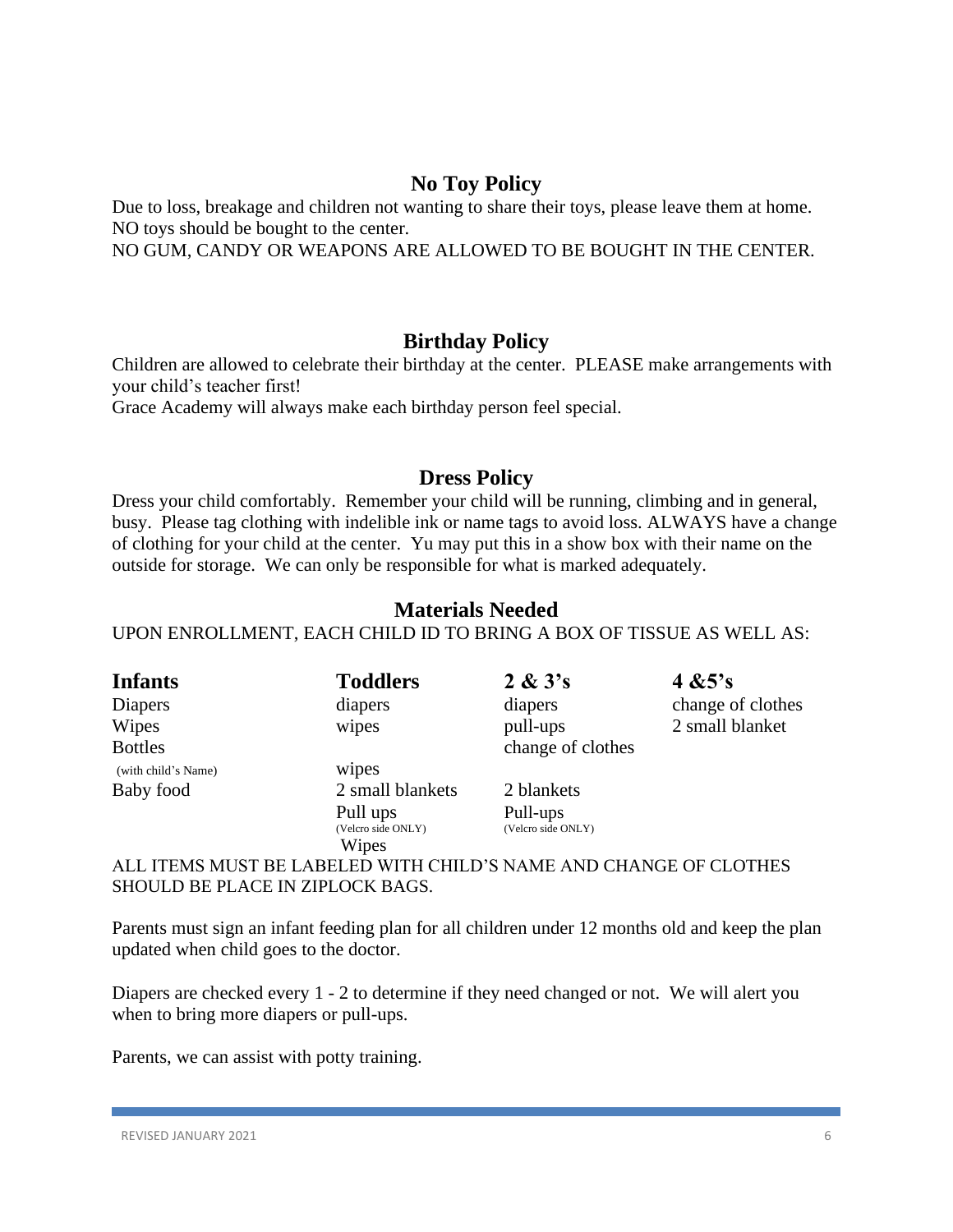## No Toy Policy

Due to loss, breakage and children not wanting to share their toys, please leave them at home. NO toys should be bought to the center.
NO GUM, CANDY OR WEAPONS ARE ALLOWED TO BE BOUGHT IN THE CENTER.

## Birthday Policy

Children are allowed to celebrate their birthday at the center. PLEASE make arrangements with your child's teacher first!
Grace Academy will always make each birthday person feel special.

## Dress Policy

Dress your child comfortably. Remember your child will be running, climbing and in general, busy. Please tag clothing with indelible ink or name tags to avoid loss. ALWAYS have a change of clothing for your child at the center. Yu may put this in a show box with their name on the outside for storage. We can only be responsible for what is marked adequately.

## Materials Needed

UPON ENROLLMENT, EACH CHILD ID TO BRING A BOX OF TISSUE AS WELL AS:

| **Infants** | **Toddlers** | **2 & 3's** | **4 &5's** |
|---|---|---|---|
| Diapers | diapers | diapers | change of clothes |
| Wipes | wipes | pull-ups | 2 small blanket |
| Bottles (with child's Name) | wipes | change of clothes | |
| Baby food | 2 small blankets | 2 blankets | |
| | Pull ups (Velcro side ONLY) | Pull-ups (Velcro side ONLY) | |
| | Wipes | | |

ALL ITEMS MUST BE LABELED WITH CHILD'S NAME AND CHANGE OF CLOTHES SHOULD BE PLACE IN ZIPLOCK BAGS.

Parents must sign an infant feeding plan for all children under 12 months old and keep the plan updated when child goes to the doctor.

Diapers are checked every 1 - 2 to determine if they need changed or not. We will alert you when to bring more diapers or pull-ups.

Parents, we can assist with potty training.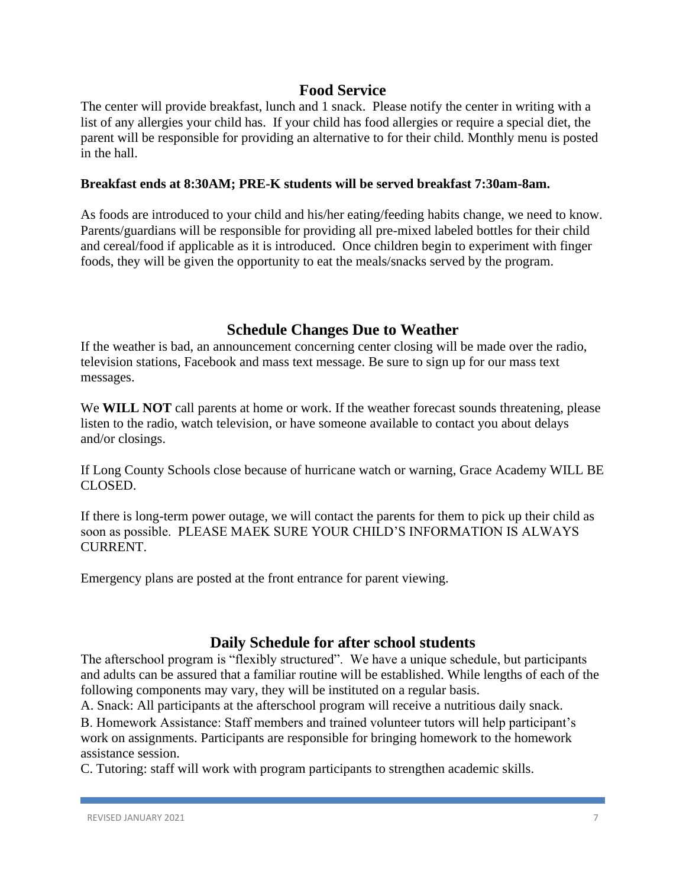## Food Service

The center will provide breakfast, lunch and 1 snack. Please notify the center in writing with a list of any allergies your child has. If your child has food allergies or require a special diet, the parent will be responsible for providing an alternative to for their child. Monthly menu is posted in the hall.

**Breakfast ends at 8:30AM; PRE-K students will be served breakfast 7:30am-8am.**

As foods are introduced to your child and his/her eating/feeding habits change, we need to know. Parents/guardians will be responsible for providing all pre-mixed labeled bottles for their child and cereal/food if applicable as it is introduced. Once children begin to experiment with finger foods, they will be given the opportunity to eat the meals/snacks served by the program.

## Schedule Changes Due to Weather

If the weather is bad, an announcement concerning center closing will be made over the radio, television stations, Facebook and mass text message. Be sure to sign up for our mass text messages.

We **WILL NOT** call parents at home or work. If the weather forecast sounds threatening, please listen to the radio, watch television, or have someone available to contact you about delays and/or closings.

If Long County Schools close because of hurricane watch or warning, Grace Academy WILL BE CLOSED.

If there is long-term power outage, we will contact the parents for them to pick up their child as soon as possible. PLEASE MAEK SURE YOUR CHILD'S INFORMATION IS ALWAYS CURRENT.

Emergency plans are posted at the front entrance for parent viewing.

## Daily Schedule for after school students

The afterschool program is "flexibly structured". We have a unique schedule, but participants and adults can be assured that a familiar routine will be established. While lengths of each of the following components may vary, they will be instituted on a regular basis.

A. Snack: All participants at the afterschool program will receive a nutritious daily snack.

B. Homework Assistance: Staff members and trained volunteer tutors will help participant's work on assignments. Participants are responsible for bringing homework to the homework assistance session.

C. Tutoring: staff will work with program participants to strengthen academic skills.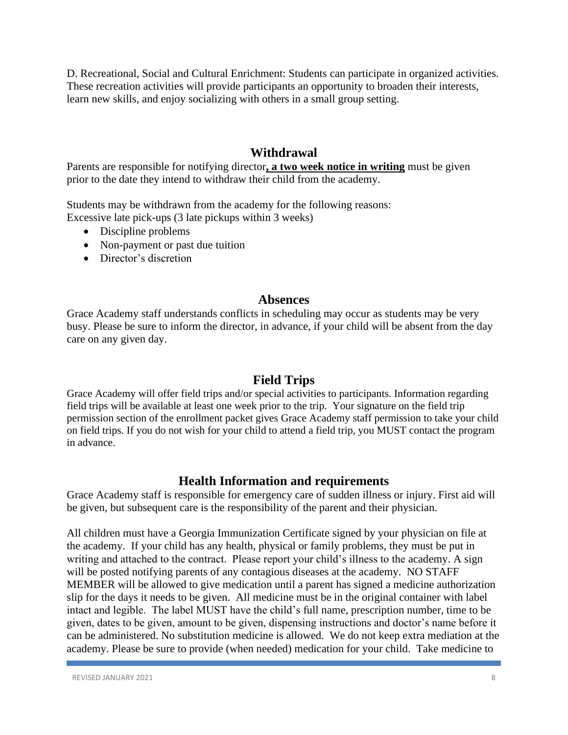D. Recreational, Social and Cultural Enrichment: Students can participate in organized activities. These recreation activities will provide participants an opportunity to broaden their interests, learn new skills, and enjoy socializing with others in a small group setting.

## Withdrawal

Parents are responsible for notifying director**, a two week notice in writing** must be given prior to the date they intend to withdraw their child from the academy.

Students may be withdrawn from the academy for the following reasons:
Excessive late pick-ups (3 late pickups within 3 weeks)

- Discipline problems
- Non-payment or past due tuition
- Director's discretion

## Absences

Grace Academy staff understands conflicts in scheduling may occur as students may be very busy. Please be sure to inform the director, in advance, if your child will be absent from the day care on any given day.

## Field Trips

Grace Academy will offer field trips and/or special activities to participants. Information regarding field trips will be available at least one week prior to the trip. Your signature on the field trip permission section of the enrollment packet gives Grace Academy staff permission to take your child on field trips. If you do not wish for your child to attend a field trip, you MUST contact the program in advance.

## Health Information and requirements

Grace Academy staff is responsible for emergency care of sudden illness or injury. First aid will be given, but subsequent care is the responsibility of the parent and their physician.

All children must have a Georgia Immunization Certificate signed by your physician on file at the academy. If your child has any health, physical or family problems, they must be put in writing and attached to the contract. Please report your child's illness to the academy. A sign will be posted notifying parents of any contagious diseases at the academy. NO STAFF MEMBER will be allowed to give medication until a parent has signed a medicine authorization slip for the days it needs to be given. All medicine must be in the original container with label intact and legible. The label MUST have the child's full name, prescription number, time to be given, dates to be given, amount to be given, dispensing instructions and doctor's name before it can be administered. No substitution medicine is allowed. We do not keep extra mediation at the academy. Please be sure to provide (when needed) medication for your child. Take medicine to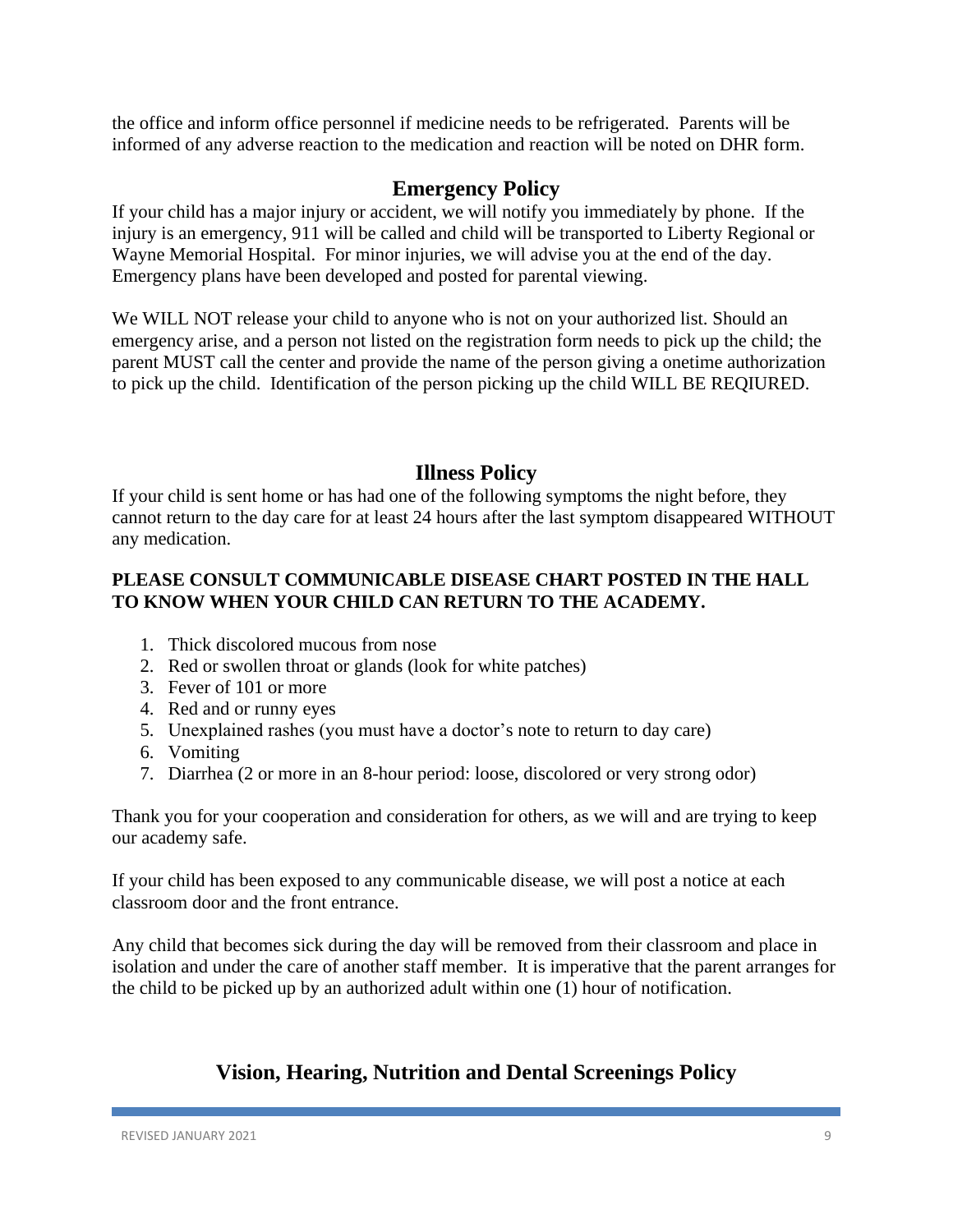the office and inform office personnel if medicine needs to be refrigerated. Parents will be informed of any adverse reaction to the medication and reaction will be noted on DHR form.

## Emergency Policy

If your child has a major injury or accident, we will notify you immediately by phone. If the injury is an emergency, 911 will be called and child will be transported to Liberty Regional or Wayne Memorial Hospital. For minor injuries, we will advise you at the end of the day. Emergency plans have been developed and posted for parental viewing.

We WILL NOT release your child to anyone who is not on your authorized list. Should an emergency arise, and a person not listed on the registration form needs to pick up the child; the parent MUST call the center and provide the name of the person giving a onetime authorization to pick up the child. Identification of the person picking up the child WILL BE REQIURED.

## Illness Policy

If your child is sent home or has had one of the following symptoms the night before, they cannot return to the day care for at least 24 hours after the last symptom disappeared WITHOUT any medication.

**PLEASE CONSULT COMMUNICABLE DISEASE CHART POSTED IN THE HALL TO KNOW WHEN YOUR CHILD CAN RETURN TO THE ACADEMY.**

1. Thick discolored mucous from nose
2. Red or swollen throat or glands (look for white patches)
3. Fever of 101 or more
4. Red and or runny eyes
5. Unexplained rashes (you must have a doctor's note to return to day care)
6. Vomiting
7. Diarrhea (2 or more in an 8-hour period: loose, discolored or very strong odor)

Thank you for your cooperation and consideration for others, as we will and are trying to keep our academy safe.

If your child has been exposed to any communicable disease, we will post a notice at each classroom door and the front entrance.

Any child that becomes sick during the day will be removed from their classroom and place in isolation and under the care of another staff member. It is imperative that the parent arranges for the child to be picked up by an authorized adult within one (1) hour of notification.

## Vision, Hearing, Nutrition and Dental Screenings Policy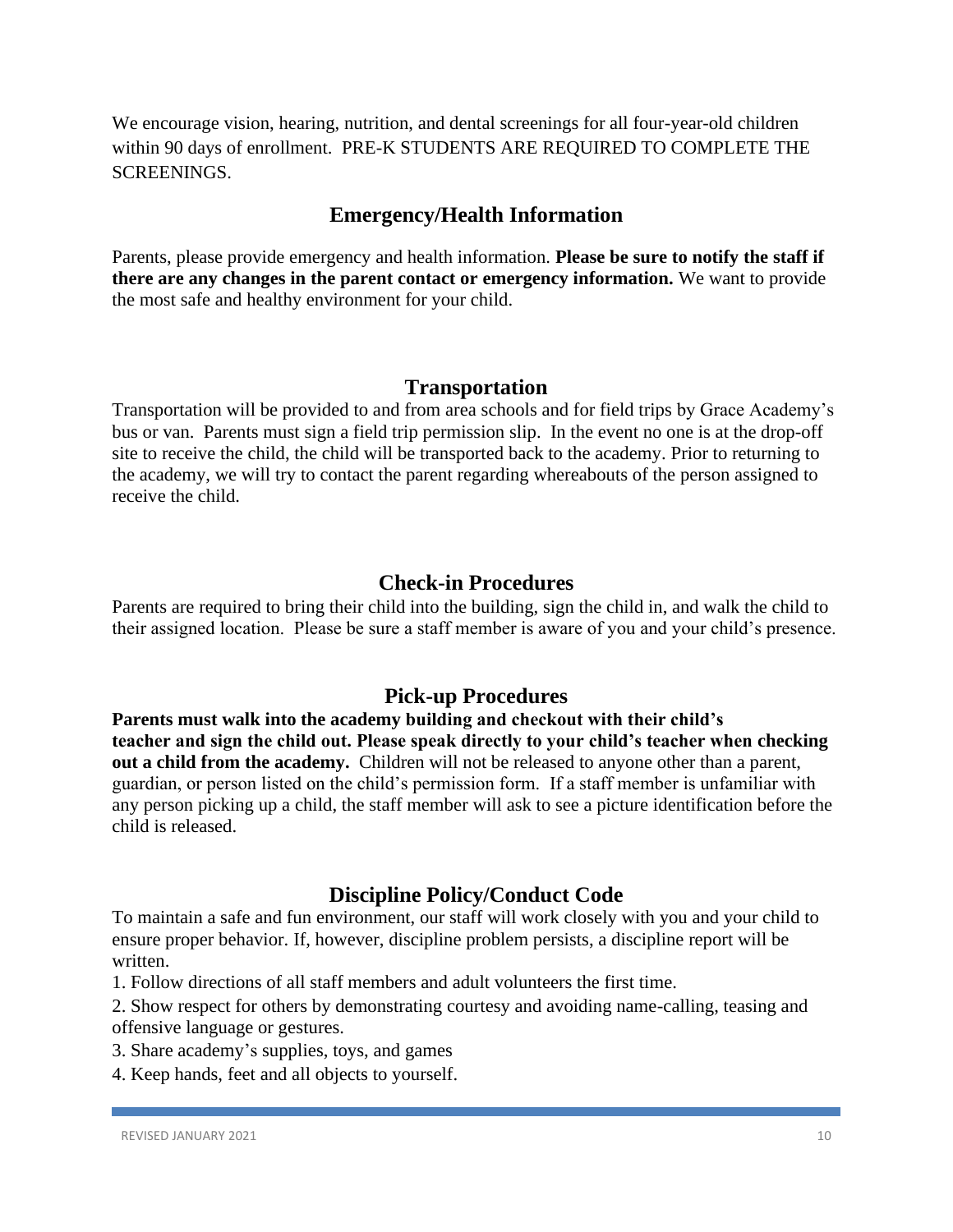We encourage vision, hearing, nutrition, and dental screenings for all four-year-old children within 90 days of enrollment. PRE-K STUDENTS ARE REQUIRED TO COMPLETE THE SCREENINGS.

## Emergency/Health Information

Parents, please provide emergency and health information. **Please be sure to notify the staff if there are any changes in the parent contact or emergency information.** We want to provide the most safe and healthy environment for your child.

## Transportation

Transportation will be provided to and from area schools and for field trips by Grace Academy's bus or van. Parents must sign a field trip permission slip. In the event no one is at the drop-off site to receive the child, the child will be transported back to the academy. Prior to returning to the academy, we will try to contact the parent regarding whereabouts of the person assigned to receive the child.

## Check-in Procedures

Parents are required to bring their child into the building, sign the child in, and walk the child to their assigned location. Please be sure a staff member is aware of you and your child's presence.

## Pick-up Procedures

**Parents must walk into the academy building and checkout with their child's teacher and sign the child out. Please speak directly to your child's teacher when checking out a child from the academy.** Children will not be released to anyone other than a parent, guardian, or person listed on the child's permission form. If a staff member is unfamiliar with any person picking up a child, the staff member will ask to see a picture identification before the child is released.

## Discipline Policy/Conduct Code

To maintain a safe and fun environment, our staff will work closely with you and your child to ensure proper behavior. If, however, discipline problem persists, a discipline report will be written.

1. Follow directions of all staff members and adult volunteers the first time.
2. Show respect for others by demonstrating courtesy and avoiding name-calling, teasing and offensive language or gestures.
3. Share academy's supplies, toys, and games
4. Keep hands, feet and all objects to yourself.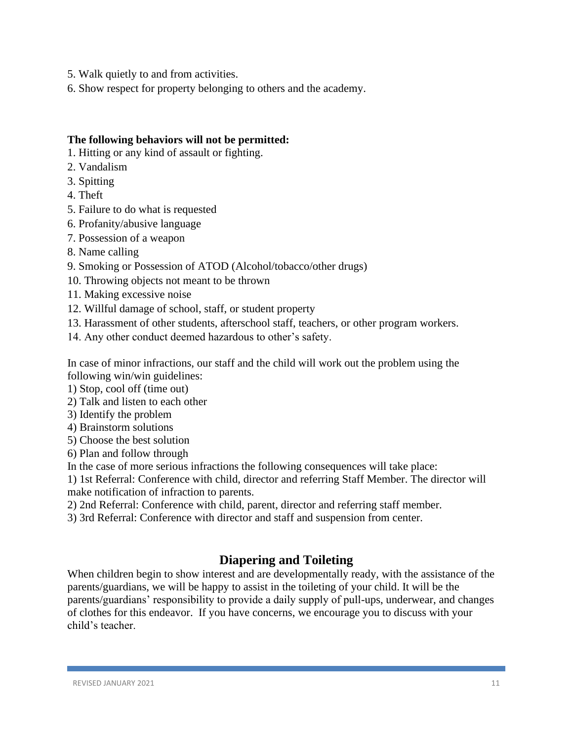5. Walk quietly to and from activities.
6. Show respect for property belonging to others and the academy.

**The following behaviors will not be permitted:**

1. Hitting or any kind of assault or fighting.
2. Vandalism
3. Spitting
4. Theft
5. Failure to do what is requested
6. Profanity/abusive language
7. Possession of a weapon
8. Name calling
9. Smoking or Possession of ATOD (Alcohol/tobacco/other drugs)
10. Throwing objects not meant to be thrown
11. Making excessive noise
12. Willful damage of school, staff, or student property
13. Harassment of other students, afterschool staff, teachers, or other program workers.
14. Any other conduct deemed hazardous to other's safety.

In case of minor infractions, our staff and the child will work out the problem using the following win/win guidelines:

1) Stop, cool off (time out)
2) Talk and listen to each other
3) Identify the problem
4) Brainstorm solutions
5) Choose the best solution
6) Plan and follow through

In the case of more serious infractions the following consequences will take place:

1) 1st Referral: Conference with child, director and referring Staff Member. The director will make notification of infraction to parents.
2) 2nd Referral: Conference with child, parent, director and referring staff member.
3) 3rd Referral: Conference with director and staff and suspension from center.

## Diapering and Toileting

When children begin to show interest and are developmentally ready, with the assistance of the parents/guardians, we will be happy to assist in the toileting of your child. It will be the parents/guardians' responsibility to provide a daily supply of pull-ups, underwear, and changes of clothes for this endeavor. If you have concerns, we encourage you to discuss with your child's teacher.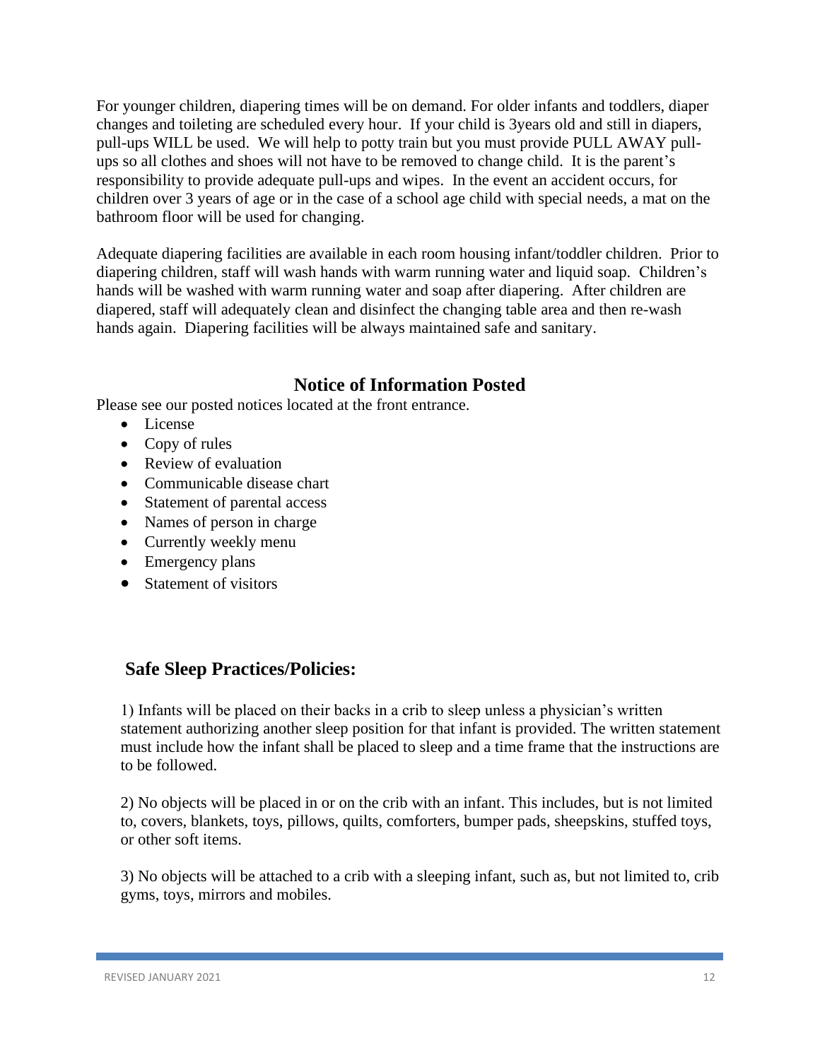For younger children, diapering times will be on demand. For older infants and toddlers, diaper changes and toileting are scheduled every hour. If your child is 3years old and still in diapers, pull-ups WILL be used. We will help to potty train but you must provide PULL AWAY pull-ups so all clothes and shoes will not have to be removed to change child. It is the parent's responsibility to provide adequate pull-ups and wipes. In the event an accident occurs, for children over 3 years of age or in the case of a school age child with special needs, a mat on the bathroom floor will be used for changing.

Adequate diapering facilities are available in each room housing infant/toddler children. Prior to diapering children, staff will wash hands with warm running water and liquid soap. Children's hands will be washed with warm running water and soap after diapering. After children are diapered, staff will adequately clean and disinfect the changing table area and then re-wash hands again. Diapering facilities will be always maintained safe and sanitary.

## Notice of Information Posted

Please see our posted notices located at the front entrance.

- License
- Copy of rules
- Review of evaluation
- Communicable disease chart
- Statement of parental access
- Names of person in charge
- Currently weekly menu
- Emergency plans
- Statement of visitors

## Safe Sleep Practices/Policies:

1) Infants will be placed on their backs in a crib to sleep unless a physician's written statement authorizing another sleep position for that infant is provided. The written statement must include how the infant shall be placed to sleep and a time frame that the instructions are to be followed.

2) No objects will be placed in or on the crib with an infant. This includes, but is not limited to, covers, blankets, toys, pillows, quilts, comforters, bumper pads, sheepskins, stuffed toys, or other soft items.

3) No objects will be attached to a crib with a sleeping infant, such as, but not limited to, crib gyms, toys, mirrors and mobiles.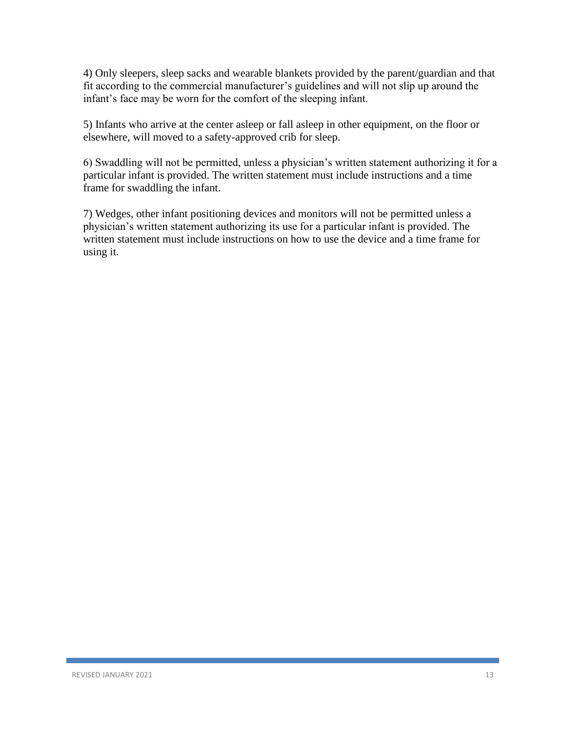4) Only sleepers, sleep sacks and wearable blankets provided by the parent/guardian and that fit according to the commercial manufacturer's guidelines and will not slip up around the infant's face may be worn for the comfort of the sleeping infant.

5) Infants who arrive at the center asleep or fall asleep in other equipment, on the floor or elsewhere, will moved to a safety-approved crib for sleep.

6) Swaddling will not be permitted, unless a physician's written statement authorizing it for a particular infant is provided. The written statement must include instructions and a time frame for swaddling the infant.

7) Wedges, other infant positioning devices and monitors will not be permitted unless a physician's written statement authorizing its use for a particular infant is provided. The written statement must include instructions on how to use the device and a time frame for using it.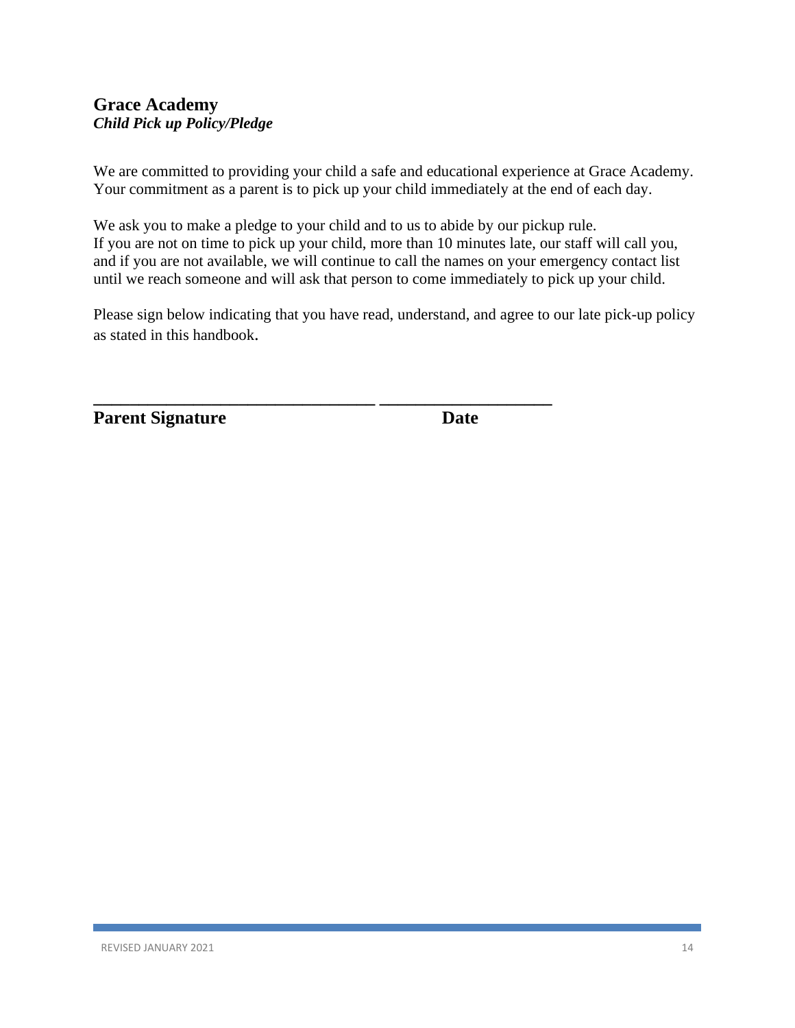**Grace Academy**
***Child Pick up Policy/Pledge***

We are committed to providing your child a safe and educational experience at Grace Academy. Your commitment as a parent is to pick up your child immediately at the end of each day.

We ask you to make a pledge to your child and to us to abide by our pickup rule.
If you are not on time to pick up your child, more than 10 minutes late, our staff will call you, and if you are not available, we will continue to call the names on your emergency contact list until we reach someone and will ask that person to come immediately to pick up your child.

Please sign below indicating that you have read, understand, and agree to our late pick-up policy as stated in this handbook.

________________________________ ___________________
**Parent Signature** **Date**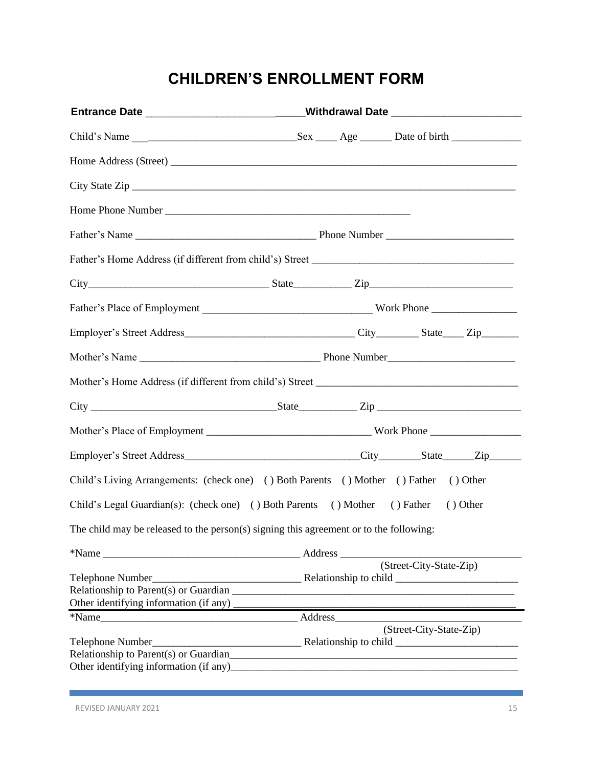# CHILDREN'S ENROLLMENT FORM

**Entrance Date** ___________________________**Withdrawal Date** ______________________

Child's Name ________________________________Sex ____ Age ______ Date of birth _____________

Home Address (Street) ____________________________________________________________________

City State Zip _________________________________________________________________________

Home Phone Number _____________________________________________

Father's Name __________________________________ Phone Number _______________________

Father's Home Address (if different from child's) Street _____________________________________

City_________________________________ State___________ Zip__________________________

Father's Place of Employment _______________________________ Work Phone ________________

Employer's Street Address_______________________________ City________ State____ Zip_______

Mother's Name _________________________________ Phone Number_______________________

Mother's Home Address (if different from child's) Street ____________________________________

City __________________________________State___________ Zip __________________________

Mother's Place of Employment ______________________________ Work Phone ________________

Employer's Street Address________________________________City________State______Zip______

Child's Living Arrangements: (check one) ( ) Both Parents ( ) Mother ( ) Father ( ) Other

Child's Legal Guardian(s): (check one) ( ) Both Parents ( ) Mother ( ) Father ( ) Other

The child may be released to the person(s) signing this agreement or to the following:

*Name ____________________________________ Address _________________________________
(Street-City-State-Zip)
Telephone Number___________________________ Relationship to child ______________________
Relationship to Parent(s) or Guardian ____________________________________________________
Other identifying information (if any) ____________________________________________________

---

*Name____________________________________ Address_________________________________
(Street-City-State-Zip)
Telephone Number___________________________ Relationship to child ______________________
Relationship to Parent(s) or Guardian____________________________________________________
Other identifying information (if any)____________________________________________________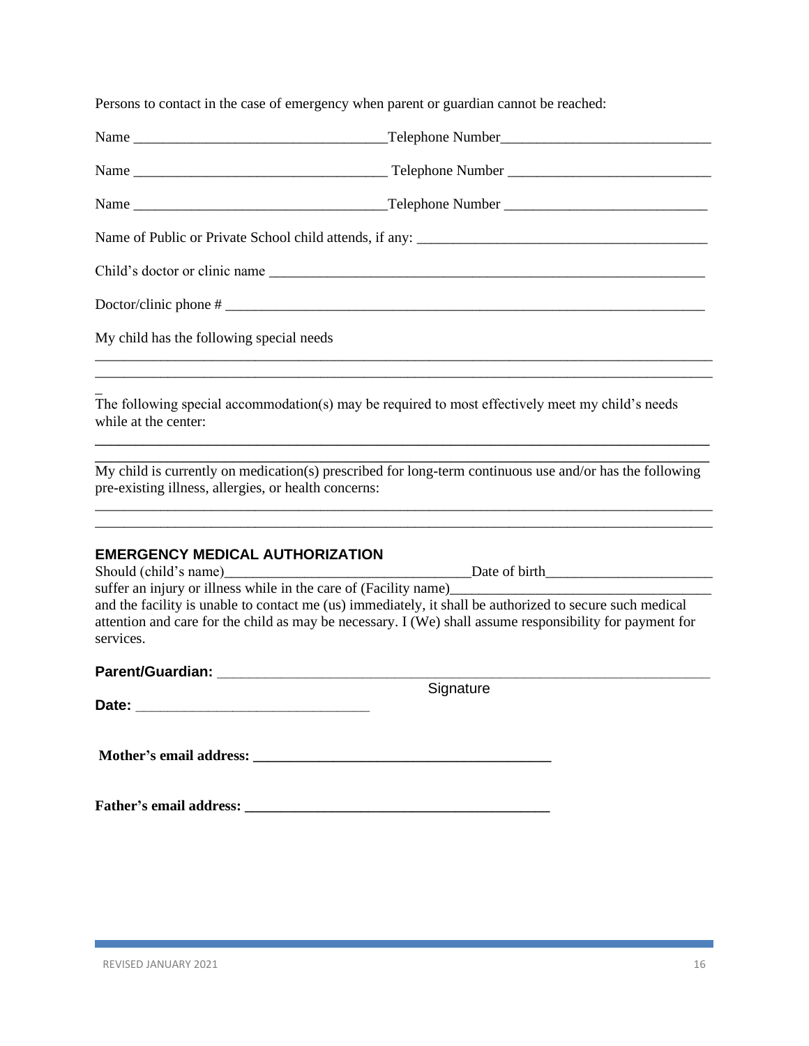Persons to contact in the case of emergency when parent or guardian cannot be reached:

Name ________________________________ Telephone Number ___________________________

Name ________________________________ Telephone Number ___________________________

Name ________________________________ Telephone Number ___________________________

Name of Public or Private School child attends, if any: ______________________________________

Child's doctor or clinic name ___________________________________________________________

Doctor/clinic phone # _________________________________________________________________

My child has the following special needs

______________________________________________________________________________________

______________________________________________________________________________________

The following special accommodation(s) may be required to most effectively meet my child's needs while at the center:

______________________________________________________________________________________

______________________________________________________________________________________

My child is currently on medication(s) prescribed for long-term continuous use and/or has the following pre-existing illness, allergies, or health concerns:

______________________________________________________________________________________

______________________________________________________________________________________

### EMERGENCY MEDICAL AUTHORIZATION

Should (child's name)________________________________ Date of birth______________________ suffer an injury or illness while in the care of (Facility name)__________________________________ and the facility is unable to contact me (us) immediately, it shall be authorized to secure such medical attention and care for the child as may be necessary. I (We) shall assume responsibility for payment for services.

**Parent/Guardian:** ________________________________________________________________

Signature

**Date:** ______________________________

**Mother's email address:** ________________________________________

**Father's email address:** ________________________________________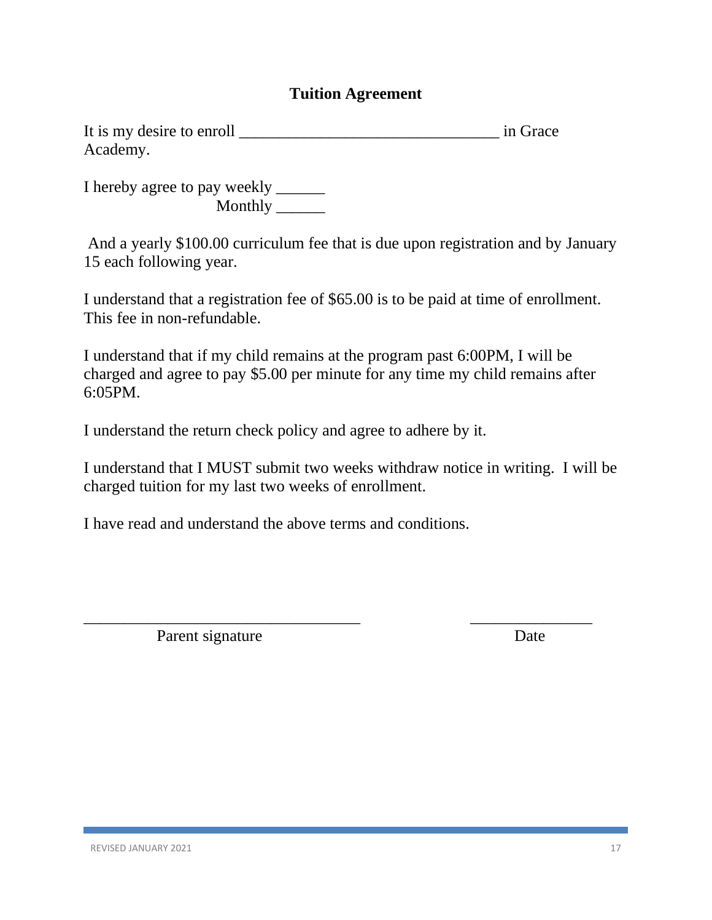# Tuition Agreement

It is my desire to enroll _______________________________ in Grace Academy.

I hereby agree to pay weekly ______
Monthly ______

And a yearly $100.00 curriculum fee that is due upon registration and by January 15 each following year.

I understand that a registration fee of $65.00 is to be paid at time of enrollment. This fee in non-refundable.

I understand that if my child remains at the program past 6:00PM, I will be charged and agree to pay $5.00 per minute for any time my child remains after 6:05PM.

I understand the return check policy and agree to adhere by it.

I understand that I MUST submit two weeks withdraw notice in writing. I will be charged tuition for my last two weeks of enrollment.

I have read and understand the above terms and conditions.

_________________________________ _______________
Parent signature Date

REVISED JANUARY 2021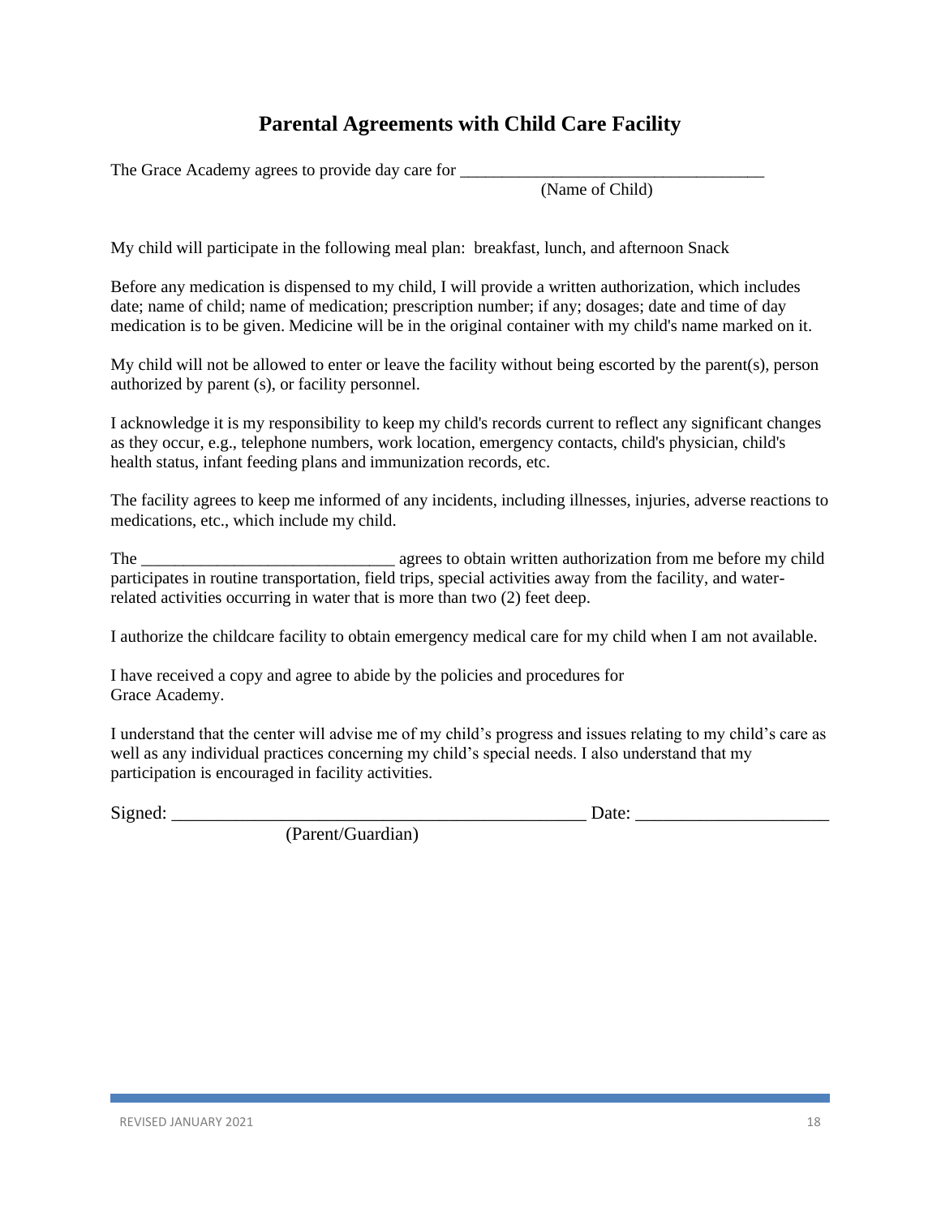# Parental Agreements with Child Care Facility

The Grace Academy agrees to provide day care for ___________________________________
(Name of Child)

My child will participate in the following meal plan: breakfast, lunch, and afternoon Snack

Before any medication is dispensed to my child, I will provide a written authorization, which includes date; name of child; name of medication; prescription number; if any; dosages; date and time of day medication is to be given. Medicine will be in the original container with my child's name marked on it.

My child will not be allowed to enter or leave the facility without being escorted by the parent(s), person authorized by parent (s), or facility personnel.

I acknowledge it is my responsibility to keep my child's records current to reflect any significant changes as they occur, e.g., telephone numbers, work location, emergency contacts, child's physician, child's health status, infant feeding plans and immunization records, etc.

The facility agrees to keep me informed of any incidents, including illnesses, injuries, adverse reactions to medications, etc., which include my child.

The _____________________________ agrees to obtain written authorization from me before my child participates in routine transportation, field trips, special activities away from the facility, and water-related activities occurring in water that is more than two (2) feet deep.

I authorize the childcare facility to obtain emergency medical care for my child when I am not available.

I have received a copy and agree to abide by the policies and procedures for Grace Academy.

I understand that the center will advise me of my child's progress and issues relating to my child's care as well as any individual practices concerning my child's special needs. I also understand that my participation is encouraged in facility activities.

Signed: ______________________________________________ Date: _____________________
(Parent/Guardian)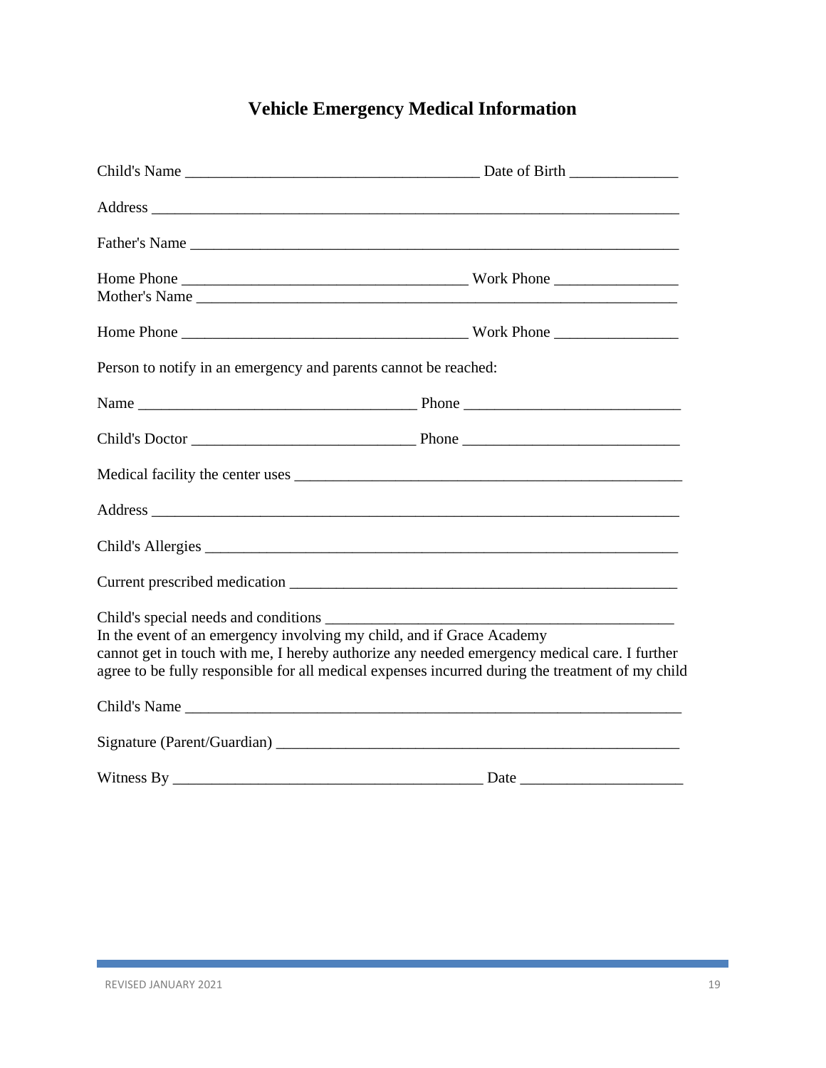# Vehicle Emergency Medical Information

Child's Name _____________________________________ Date of Birth ______________

Address ____________________________________________________________________

Father's Name _______________________________________________________________

Home Phone ___________________________________ Work Phone ________________
Mother's Name _______________________________________________________________

Home Phone ___________________________________ Work Phone ________________

Person to notify in an emergency and parents cannot be reached:

Name ___________________________________ Phone ___________________________

Child's Doctor ____________________________ Phone ___________________________

Medical facility the center uses __________________________________________________

Address ____________________________________________________________________

Child's Allergies ______________________________________________________________

Current prescribed medication ___________________________________________________

Child's special needs and conditions ______________________________________________
In the event of an emergency involving my child, and if Grace Academy cannot get in touch with me, I hereby authorize any needed emergency medical care. I further agree to be fully responsible for all medical expenses incurred during the treatment of my child

Child's Name _________________________________________________________________

Signature (Parent/Guardian) ____________________________________________________

Witness By ________________________________________ Date _____________________

REVISED JANUARY 2021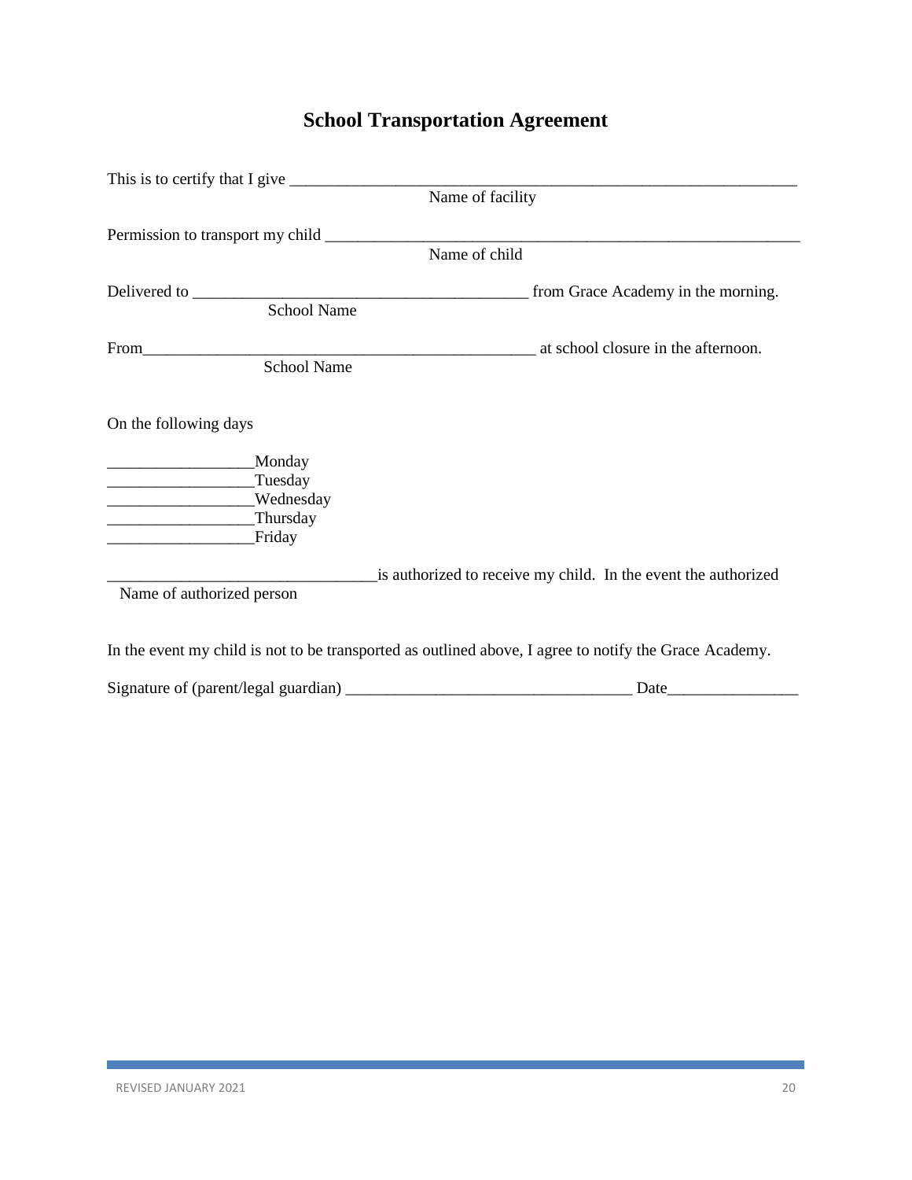# School Transportation Agreement

This is to certify that I give ___________________________________________________________
Name of facility

Permission to transport my child ________________________________________________________
Name of child

Delivered to ________________________________________ from Grace Academy in the morning.
School Name

From______________________________________________ at school closure in the afternoon.
School Name

On the following days

_________________Monday
_________________Tuesday
_________________Wednesday
_________________Thursday
_________________Friday

_______________________________is authorized to receive my child. In the event the authorized
Name of authorized person

In the event my child is not to be transported as outlined above, I agree to notify the Grace Academy.

Signature of (parent/legal guardian) _________________________________ Date_______________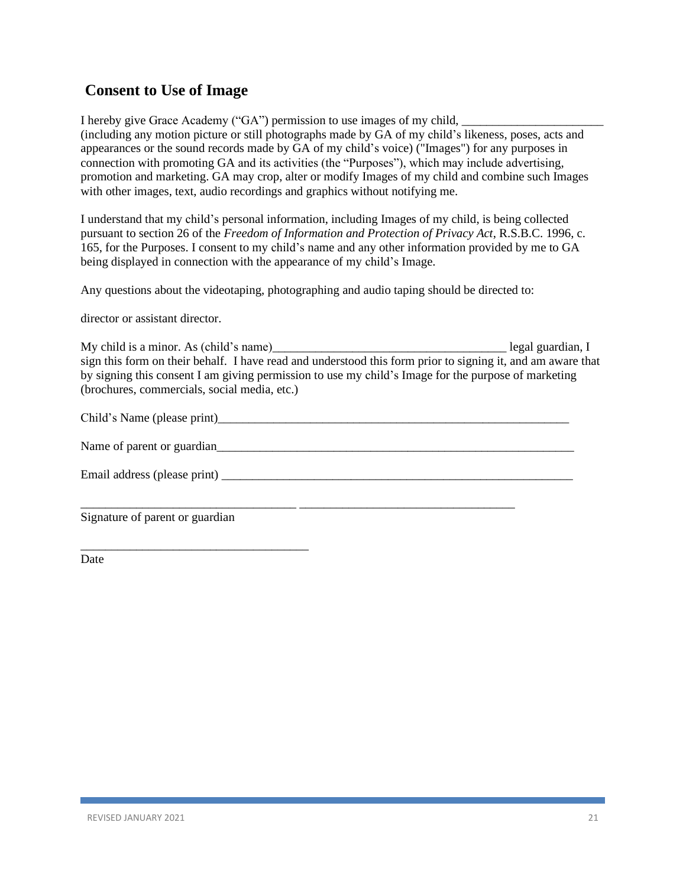## Consent to Use of Image

I hereby give Grace Academy ("GA") permission to use images of my child, _______________________ (including any motion picture or still photographs made by GA of my child's likeness, poses, acts and appearances or the sound records made by GA of my child's voice) ("Images") for any purposes in connection with promoting GA and its activities (the "Purposes"), which may include advertising, promotion and marketing. GA may crop, alter or modify Images of my child and combine such Images with other images, text, audio recordings and graphics without notifying me.

I understand that my child's personal information, including Images of my child, is being collected pursuant to section 26 of the *Freedom of Information and Protection of Privacy Act*, R.S.B.C. 1996, c. 165, for the Purposes. I consent to my child's name and any other information provided by me to GA being displayed in connection with the appearance of my child's Image.

Any questions about the videotaping, photographing and audio taping should be directed to:

director or assistant director.

My child is a minor. As (child's name)_____________________________________ legal guardian, I sign this form on their behalf. I have read and understood this form prior to signing it, and am aware that by signing this consent I am giving permission to use my child's Image for the purpose of marketing (brochures, commercials, social media, etc.)

Child's Name (please print)_________________________________________________________

Name of parent or guardian__________________________________________________________

Email address (please print) _________________________________________________________

__________________________________ __________________________________

Signature of parent or guardian

____________________________________

Date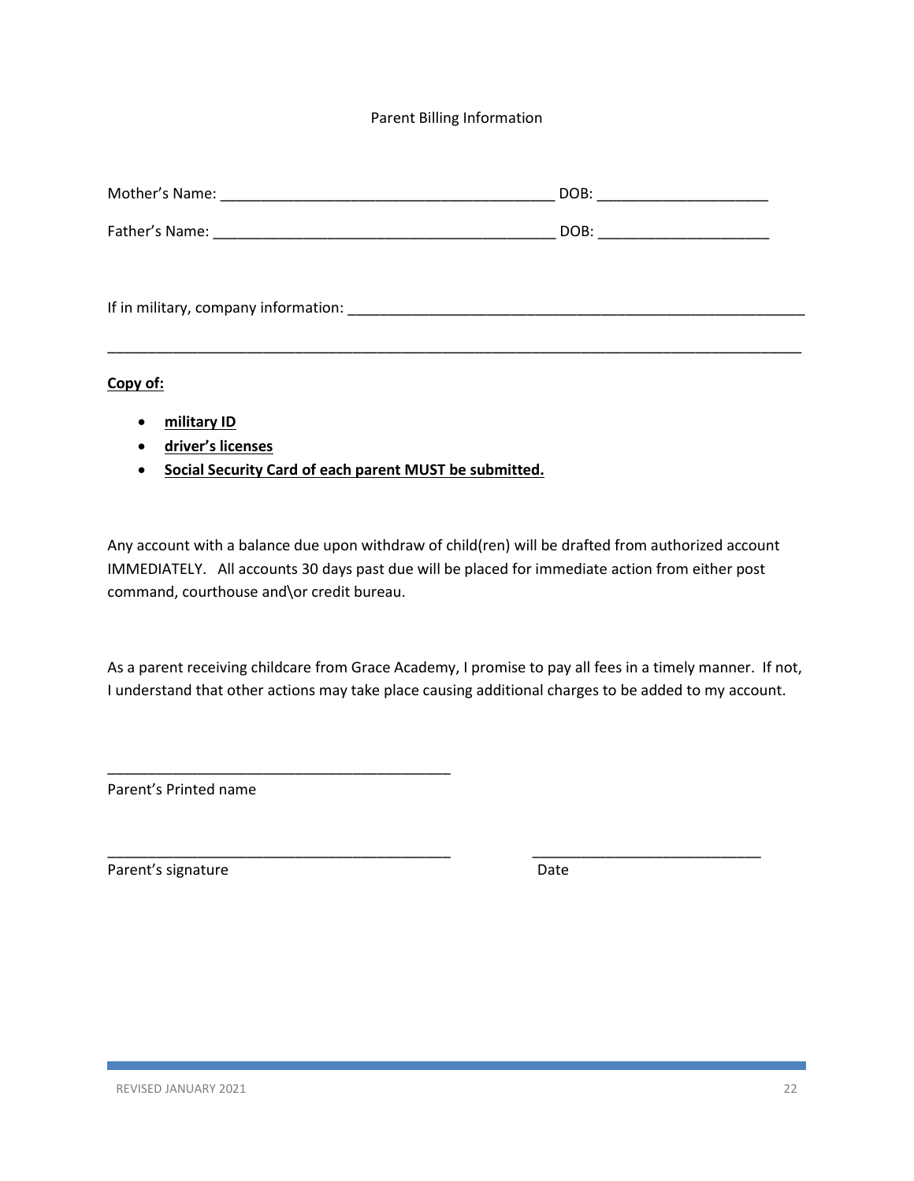Parent Billing Information

Mother's Name: ________________________________________ DOB: ____________________

Father's Name: ________________________________________ DOB: ____________________

If in military, company information: _______________________________________________________

_______________________________________________________________________________________

**Copy of:**

- **military ID**
- **driver's licenses**
- **Social Security Card of each parent MUST be submitted.**

Any account with a balance due upon withdraw of child(ren) will be drafted from authorized account IMMEDIATELY. All accounts 30 days past due will be placed for immediate action from either post command, courthouse and\or credit bureau.

As a parent receiving childcare from Grace Academy, I promise to pay all fees in a timely manner. If not, I understand that other actions may take place causing additional charges to be added to my account.

________________________________________
Parent's Printed name

________________________________________ ____________________________
Parent's signature Date

REVISED JANUARY 2021